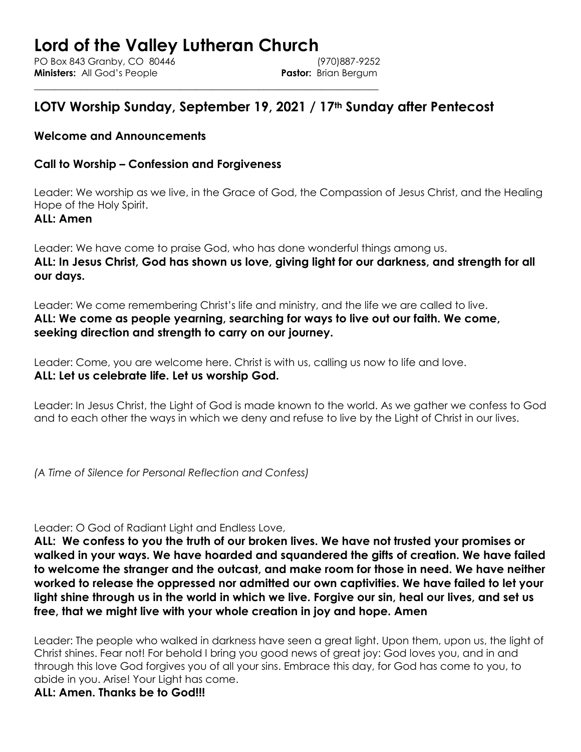# Lord of the Valley Lutheran Church

PO Box 843 Granby, CO 80446 (970)887-9252
**Ministers:** All God's People **Pastor:** Brian Bergum

## LOTV Worship Sunday, September 19, 2021 / 17th Sunday after Pentecost

### Welcome and Announcements

### Call to Worship – Confession and Forgiveness

Leader: We worship as we live, in the Grace of God, the Compassion of Jesus Christ, and the Healing Hope of the Holy Spirit.
**ALL: Amen**

Leader: We have come to praise God, who has done wonderful things among us.
**ALL: In Jesus Christ, God has shown us love, giving light for our darkness, and strength for all our days.**

Leader: We come remembering Christ's life and ministry, and the life we are called to live.
**ALL: We come as people yearning, searching for ways to live out our faith. We come, seeking direction and strength to carry on our journey.**

Leader: Come, you are welcome here. Christ is with us, calling us now to life and love.
**ALL: Let us celebrate life. Let us worship God.**

Leader: In Jesus Christ, the Light of God is made known to the world. As we gather we confess to God and to each other the ways in which we deny and refuse to live by the Light of Christ in our lives.

*(A Time of Silence for Personal Reflection and Confess)*

Leader: O God of Radiant Light and Endless Love,
**ALL: We confess to you the truth of our broken lives. We have not trusted your promises or walked in your ways. We have hoarded and squandered the gifts of creation. We have failed to welcome the stranger and the outcast, and make room for those in need. We have neither worked to release the oppressed nor admitted our own captivities. We have failed to let your light shine through us in the world in which we live. Forgive our sin, heal our lives, and set us free, that we might live with your whole creation in joy and hope. Amen**

Leader: The people who walked in darkness have seen a great light. Upon them, upon us, the light of Christ shines. Fear not! For behold I bring you good news of great joy: God loves you, and in and through this love God forgives you of all your sins. Embrace this day, for God has come to you, to abide in you. Arise! Your Light has come.
**ALL: Amen. Thanks be to God!!!**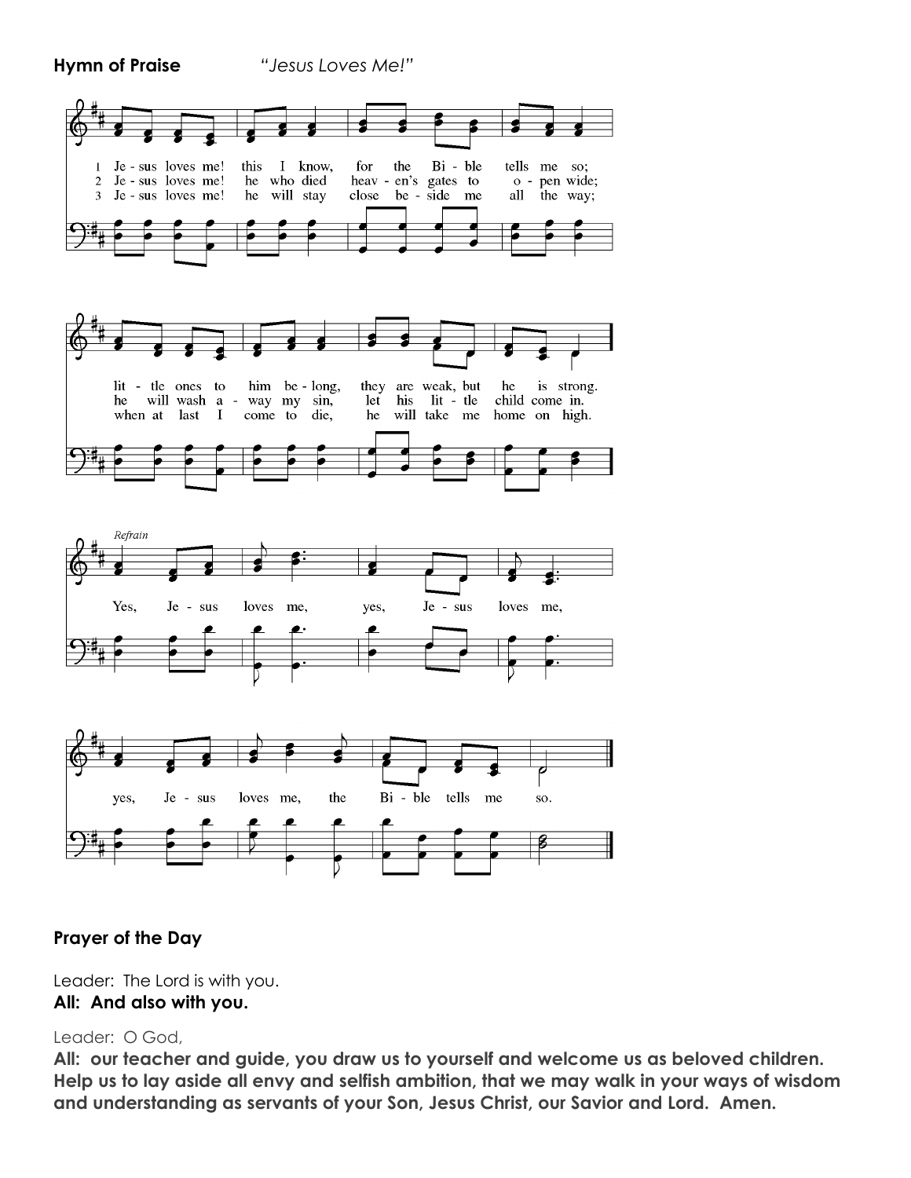**Hymn of Praise** *"Jesus Loves Me!"*

1 Je - sus loves me! this I know, for the Bi - ble tells me so;
lit - tle ones to him be - long, they are weak, but he is strong.

2 Je - sus loves me! he who died heav - en's gates to o - pen wide;
he will wash a - way my sin, let his lit - tle child come in.

3 Je - sus loves me! he will stay close be - side me all the way;
when at last I come to die, he will take me home on high.

*Refrain*

Yes, Je - sus loves me, yes, Je - sus loves me,
yes, Je - sus loves me, the Bi - ble tells me so.

## Prayer of the Day

Leader: The Lord is with you.
**All: And also with you.**

Leader: O God,

**All: our teacher and guide, you draw us to yourself and welcome us as beloved children. Help us to lay aside all envy and selfish ambition, that we may walk in your ways of wisdom and understanding as servants of your Son, Jesus Christ, our Savior and Lord. Amen.**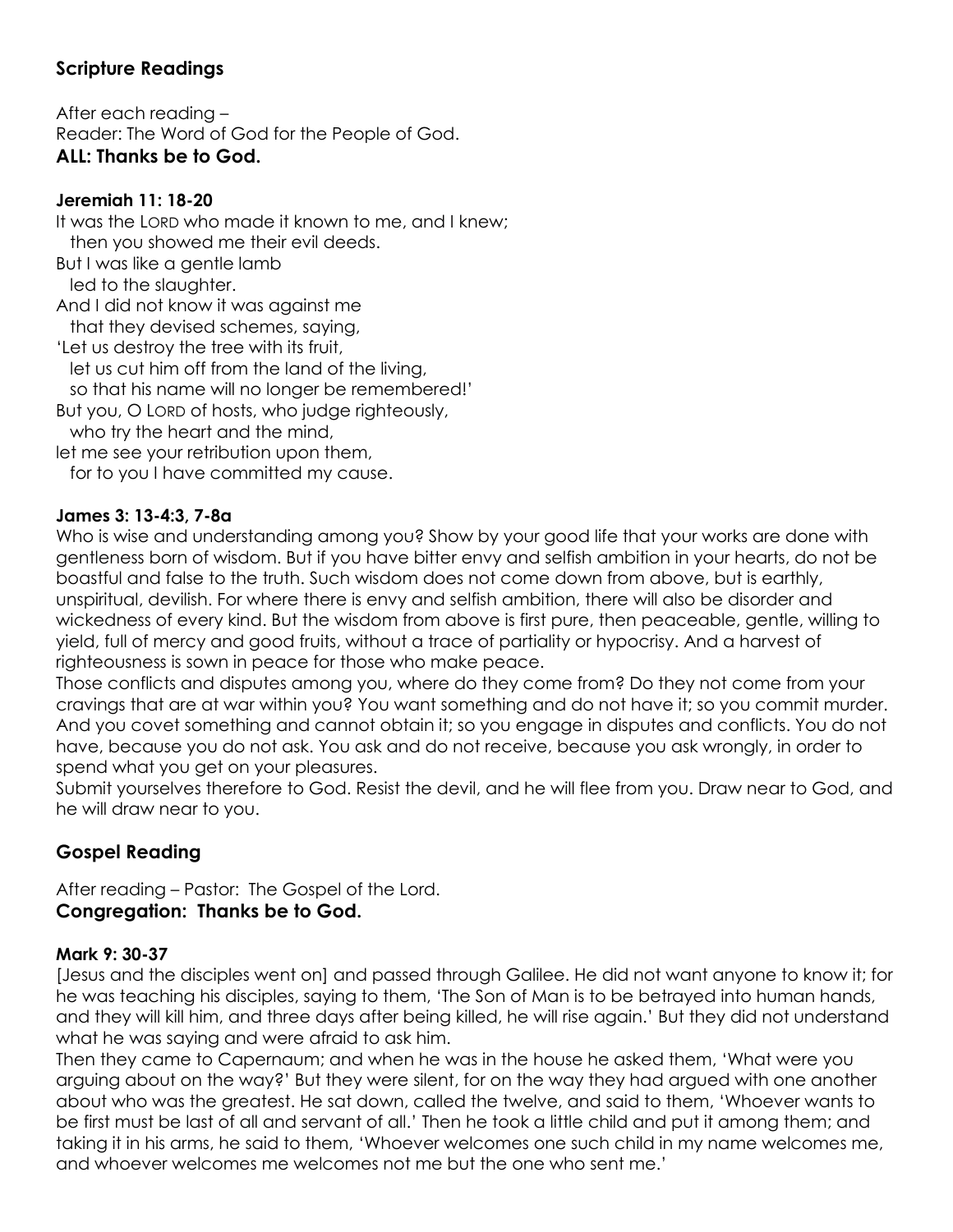## Scripture Readings

After each reading –
Reader: The Word of God for the People of God.
**ALL: Thanks be to God.**

**Jeremiah 11: 18-20**

It was the LORD who made it known to me, and I knew;
  then you showed me their evil deeds.
But I was like a gentle lamb
  led to the slaughter.
And I did not know it was against me
  that they devised schemes, saying,
'Let us destroy the tree with its fruit,
  let us cut him off from the land of the living,
  so that his name will no longer be remembered!'
But you, O LORD of hosts, who judge righteously,
  who try the heart and the mind,
let me see your retribution upon them,
  for to you I have committed my cause.

**James 3: 13-4:3, 7-8a**

Who is wise and understanding among you? Show by your good life that your works are done with gentleness born of wisdom. But if you have bitter envy and selfish ambition in your hearts, do not be boastful and false to the truth. Such wisdom does not come down from above, but is earthly, unspiritual, devilish. For where there is envy and selfish ambition, there will also be disorder and wickedness of every kind. But the wisdom from above is first pure, then peaceable, gentle, willing to yield, full of mercy and good fruits, without a trace of partiality or hypocrisy. And a harvest of righteousness is sown in peace for those who make peace.

Those conflicts and disputes among you, where do they come from? Do they not come from your cravings that are at war within you? You want something and do not have it; so you commit murder. And you covet something and cannot obtain it; so you engage in disputes and conflicts. You do not have, because you do not ask. You ask and do not receive, because you ask wrongly, in order to spend what you get on your pleasures.

Submit yourselves therefore to God. Resist the devil, and he will flee from you. Draw near to God, and he will draw near to you.

## Gospel Reading

After reading – Pastor: The Gospel of the Lord.
**Congregation: Thanks be to God.**

**Mark 9: 30-37**

[Jesus and the disciples went on] and passed through Galilee. He did not want anyone to know it; for he was teaching his disciples, saying to them, 'The Son of Man is to be betrayed into human hands, and they will kill him, and three days after being killed, he will rise again.' But they did not understand what he was saying and were afraid to ask him.

Then they came to Capernaum; and when he was in the house he asked them, 'What were you arguing about on the way?' But they were silent, for on the way they had argued with one another about who was the greatest. He sat down, called the twelve, and said to them, 'Whoever wants to be first must be last of all and servant of all.' Then he took a little child and put it among them; and taking it in his arms, he said to them, 'Whoever welcomes one such child in my name welcomes me, and whoever welcomes me welcomes not me but the one who sent me.'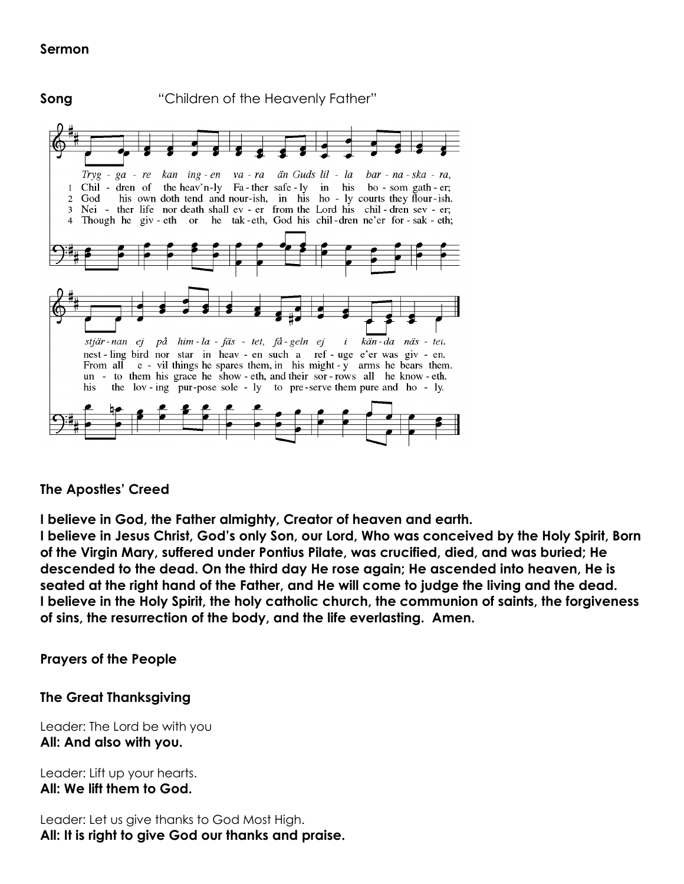**Sermon**

**Song** "Children of the Heavenly Father"

*Tryg - ga - re kan ing - en va - ra än Guds lil - la bar - na - ska - ra,*
1 Chil - dren of the heav'n-ly Fa - ther safe - ly in his bo - som gath - er;
2 God his own doth tend and nour-ish, in his ho - ly courts they flour - ish.
3 Nei - ther life nor death shall ev - er from the Lord his chil - dren sev - er;
4 Though he giv - eth or he tak - eth, God his chil-dren ne'er for - sak - eth;

*stjär - nan ej på him - la - fäs - tet, få - geln ej i kän - da näs - tet.*
nest - ling bird nor star in heav - en such a ref - uge e'er was giv - en.
From all e - vil things he spares them, in his might - y arms he bears them.
un - to them his grace he show - eth, and their sor - rows all he know - eth.
his the lov - ing pur-pose sole - ly to pre-serve them pure and ho - ly.

**The Apostles' Creed**

**I believe in God, the Father almighty, Creator of heaven and earth.**
**I believe in Jesus Christ, God's only Son, our Lord, Who was conceived by the Holy Spirit, Born of the Virgin Mary, suffered under Pontius Pilate, was crucified, died, and was buried; He descended to the dead. On the third day He rose again; He ascended into heaven, He is seated at the right hand of the Father, and He will come to judge the living and the dead.**
**I believe in the Holy Spirit, the holy catholic church, the communion of saints, the forgiveness of sins, the resurrection of the body, and the life everlasting. Amen.**

**Prayers of the People**

**The Great Thanksgiving**

Leader: The Lord be with you
**All: And also with you.**

Leader: Lift up your hearts.
**All: We lift them to God.**

Leader: Let us give thanks to God Most High.
**All: It is right to give God our thanks and praise.**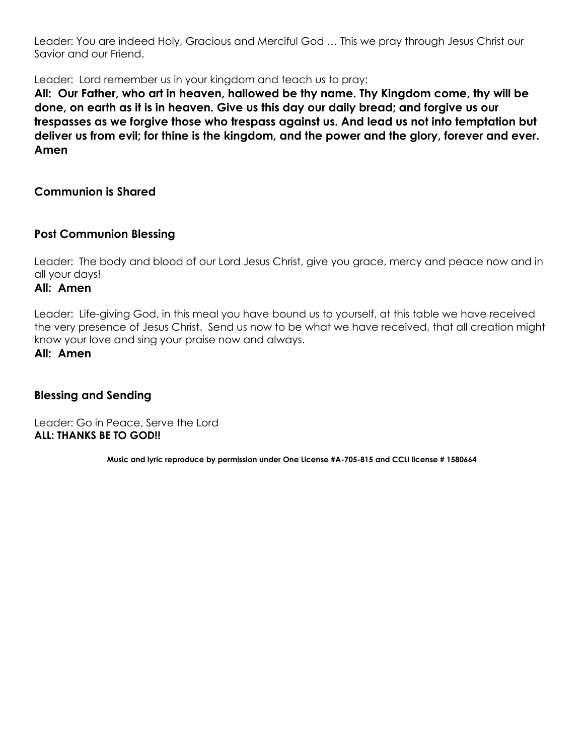Leader: You are indeed Holy, Gracious and Merciful God … This we pray through Jesus Christ our Savior and our Friend.

Leader: Lord remember us in your kingdom and teach us to pray:

**All: Our Father, who art in heaven, hallowed be thy name. Thy Kingdom come, thy will be done, on earth as it is in heaven. Give us this day our daily bread; and forgive us our trespasses as we forgive those who trespass against us. And lead us not into temptation but deliver us from evil; for thine is the kingdom, and the power and the glory, forever and ever. Amen**

## Communion is Shared

## Post Communion Blessing

Leader: The body and blood of our Lord Jesus Christ, give you grace, mercy and peace now and in all your days!

**All: Amen**

Leader: Life-giving God, in this meal you have bound us to yourself, at this table we have received the very presence of Jesus Christ. Send us now to be what we have received, that all creation might know your love and sing your praise now and always.

**All: Amen**

## Blessing and Sending

Leader: Go in Peace, Serve the Lord

**ALL: THANKS BE TO GOD!!**

**Music and lyric reproduce by permission under One License #A-705-815 and CCLI license # 1580664**